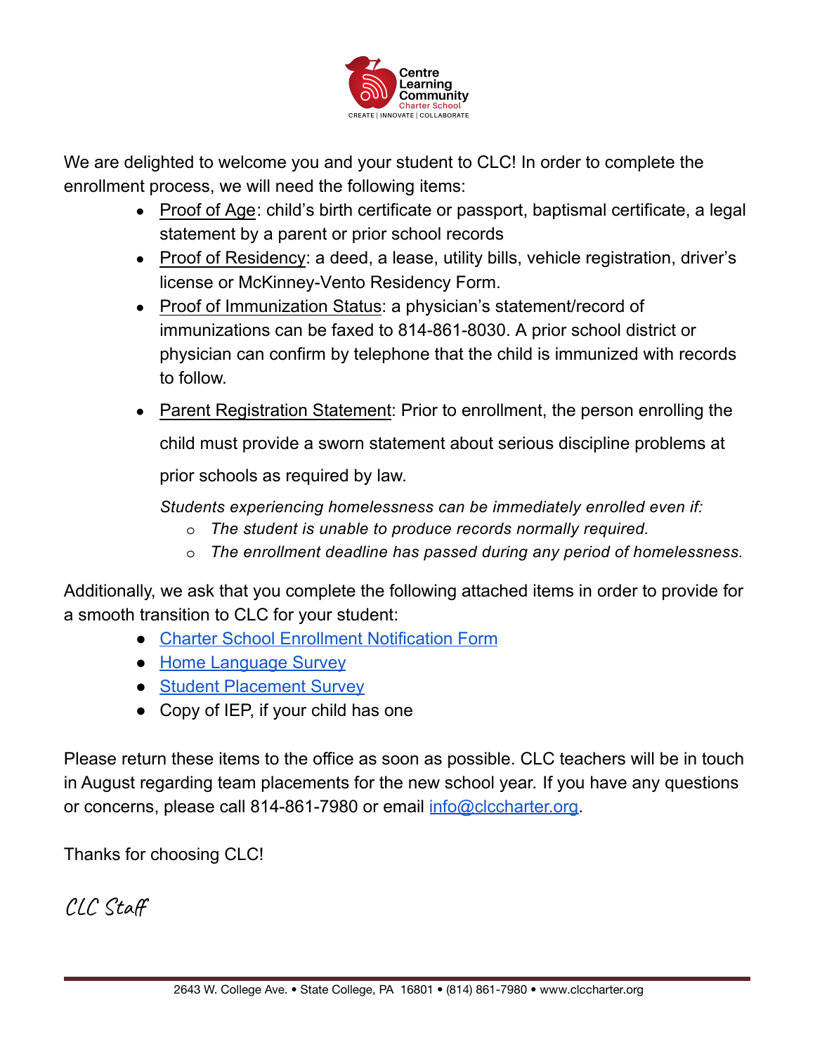Centre Learning Community Charter School
CREATE | INNOVATE | COLLABORATE

We are delighted to welcome you and your student to CLC! In order to complete the enrollment process, we will need the following items:

- Proof of Age: child's birth certificate or passport, baptismal certificate, a legal statement by a parent or prior school records
- Proof of Residency: a deed, a lease, utility bills, vehicle registration, driver's license or McKinney-Vento Residency Form.
- Proof of Immunization Status: a physician's statement/record of immunizations can be faxed to 814-861-8030. A prior school district or physician can confirm by telephone that the child is immunized with records to follow.
- Parent Registration Statement: Prior to enrollment, the person enrolling the child must provide a sworn statement about serious discipline problems at prior schools as required by law.

  *Students experiencing homelessness can be immediately enrolled even if:*
  - *The student is unable to produce records normally required.*
  - *The enrollment deadline has passed during any period of homelessness.*

Additionally, we ask that you complete the following attached items in order to provide for a smooth transition to CLC for your student:

- Charter School Enrollment Notification Form
- Home Language Survey
- Student Placement Survey
- Copy of IEP, if your child has one

Please return these items to the office as soon as possible. CLC teachers will be in touch in August regarding team placements for the new school year. If you have any questions or concerns, please call 814-861-7980 or email info@clccharter.org.

Thanks for choosing CLC!

*CLC Staff*

2643 W. College Ave. • State College, PA 16801 • (814) 861-7980 • www.clccharter.org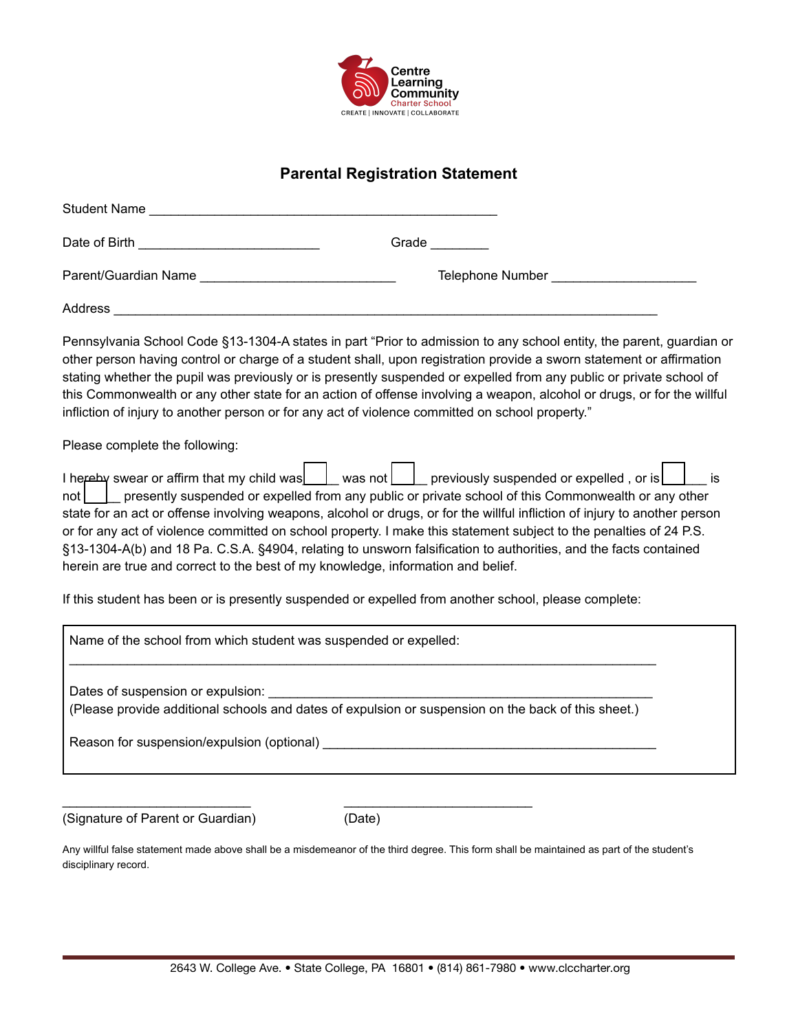Centre Learning Community Charter School
CREATE | INNOVATE | COLLABORATE

## Parental Registration Statement

Student Name ______________________________________________

Date of Birth ________________________ Grade ________

Parent/Guardian Name __________________________ Telephone Number ___________________

Address ________________________________________________________________________

Pennsylvania School Code §13-1304-A states in part "Prior to admission to any school entity, the parent, guardian or other person having control or charge of a student shall, upon registration provide a sworn statement or affirmation stating whether the pupil was previously or is presently suspended or expelled from any public or private school of this Commonwealth or any other state for an action of offense involving a weapon, alcohol or drugs, or for the willful infliction of injury to another person or for any act of violence committed on school property."

Please complete the following:

I hereby swear or affirm that my child was ☐ ___ was not ☐ ___ previously suspended or expelled , or is ☐ ___ is not ☐ ___ presently suspended or expelled from any public or private school of this Commonwealth or any other state for an act or offense involving weapons, alcohol or drugs, or for the willful infliction of injury to another person or for any act of violence committed on school property. I make this statement subject to the penalties of 24 P.S. §13-1304-A(b) and 18 Pa. C.S.A. §4904, relating to unsworn falsification to authorities, and the facts contained herein are true and correct to the best of my knowledge, information and belief.

If this student has been or is presently suspended or expelled from another school, please complete:

Name of the school from which student was suspended or expelled:

______________________________________________________________________________

Dates of suspension or expulsion: ___________________________________________________

(Please provide additional schools and dates of expulsion or suspension on the back of this sheet.)

Reason for suspension/expulsion (optional) ____________________________________________

_________________________ _________________________

(Signature of Parent or Guardian) (Date)

Any willful false statement made above shall be a misdemeanor of the third degree. This form shall be maintained as part of the student's disciplinary record.

2643 W. College Ave. • State College, PA 16801 • (814) 861-7980 • www.clccharter.org